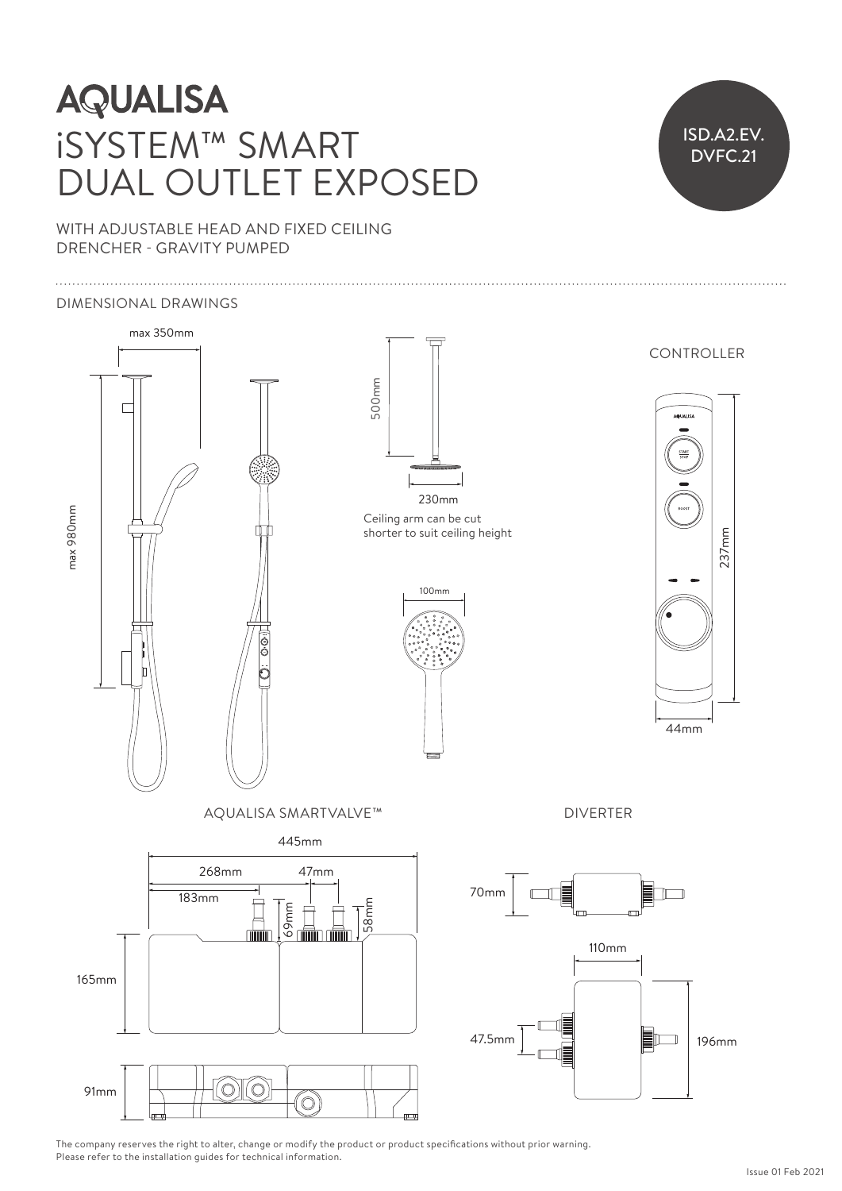# AQUALISA

# iSYSTEM™ SMART DUAL OUTLET EXPOSED

ISD.A2.EV.DVFC.21

WITH ADJUSTABLE HEAD AND FIXED CEILING DRENCHER - GRAVITY PUMPED

DIMENSIONAL DRAWINGS

max 350mm

max 980mm

500mm

230mm

Ceiling arm can be cut shorter to suit ceiling height

100mm

CONTROLLER

START STOP

BOOST

237mm

44mm

AQUALISA SMARTVALVE™

445mm

268mm

47mm

183mm

69mm

58mm

165mm

91mm

DIVERTER

70mm

110mm

47.5mm

196mm

The company reserves the right to alter, change or modify the product or product specifications without prior warning.
Please refer to the installation guides for technical information.

Issue 01 Feb 2021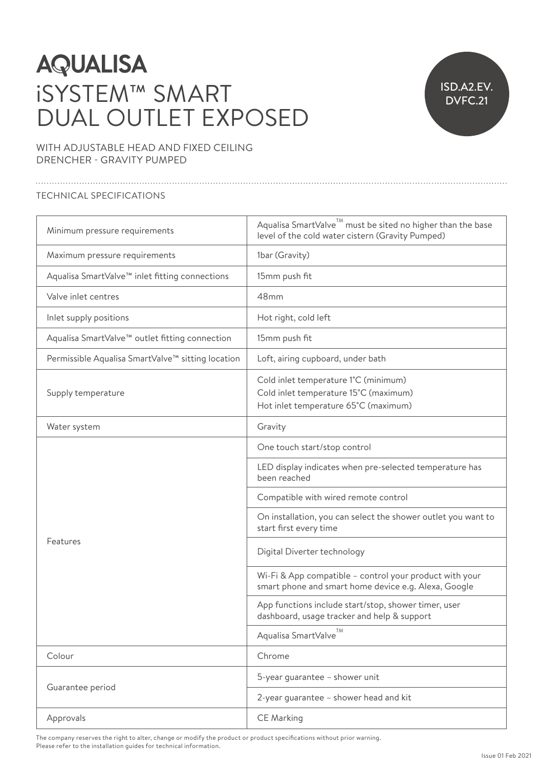# AQUALISA

# iSYSTEM™ SMART DUAL OUTLET EXPOSED

ISD.A2.EV.DVFC.21

WITH ADJUSTABLE HEAD AND FIXED CEILING DRENCHER - GRAVITY PUMPED

TECHNICAL SPECIFICATIONS

| | |
|---|---|
| Minimum pressure requirements | Aqualisa SmartValve™ must be sited no higher than the base level of the cold water cistern (Gravity Pumped) |
| Maximum pressure requirements | 1bar (Gravity) |
| Aqualisa SmartValve™ inlet fitting connections | 15mm push fit |
| Valve inlet centres | 48mm |
| Inlet supply positions | Hot right, cold left |
| Aqualisa SmartValve™ outlet fitting connection | 15mm push fit |
| Permissible Aqualisa SmartValve™ sitting location | Loft, airing cupboard, under bath |
| Supply temperature | Cold inlet temperature 1°C (minimum)<br>Cold inlet temperature 15°C (maximum)<br>Hot inlet temperature 65°C (maximum) |
| Water system | Gravity |
| Features | One touch start/stop control |
| | LED display indicates when pre-selected temperature has been reached |
| | Compatible with wired remote control |
| | On installation, you can select the shower outlet you want to start first every time |
| | Digital Diverter technology |
| | Wi-Fi & App compatible – control your product with your smart phone and smart home device e.g. Alexa, Google |
| | App functions include start/stop, shower timer, user dashboard, usage tracker and help & support |
| | Aqualisa SmartValve™ |
| Colour | Chrome |
| Guarantee period | 5-year guarantee – shower unit |
| | 2-year guarantee – shower head and kit |
| Approvals | CE Marking |

The company reserves the right to alter, change or modify the product or product specifications without prior warning.
Please refer to the installation guides for technical information.

Issue 01 Feb 2021